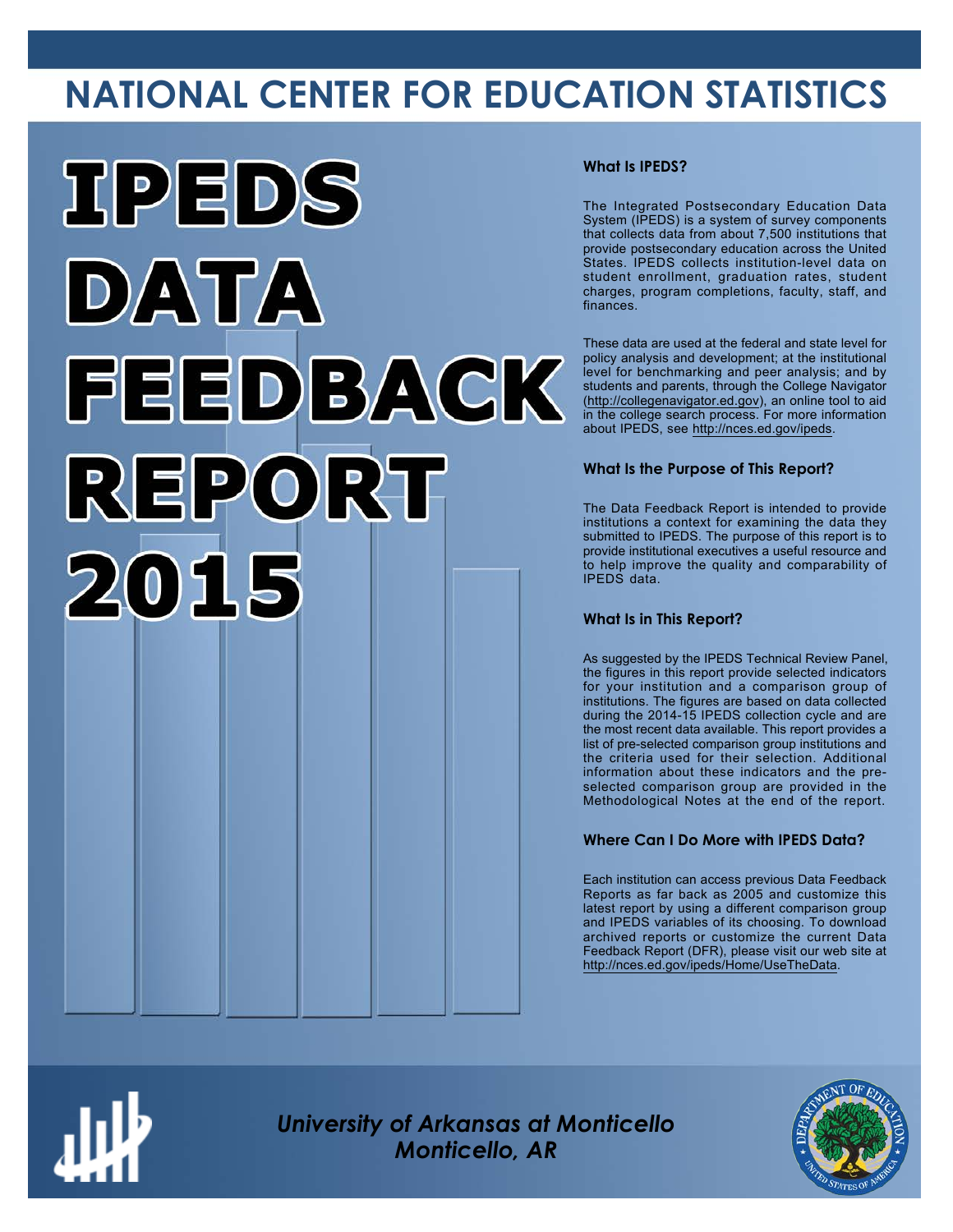# NATIONAL CENTER FOR EDUCATION STATISTICS

# IPEDS DATA FEEDBACK REPORT 2015

### What Is IPEDS?

The Integrated Postsecondary Education Data System (IPEDS) is a system of survey components that collects data from about 7,500 institutions that provide postsecondary education across the United States. IPEDS collects institution-level data on student enrollment, graduation rates, student charges, program completions, faculty, staff, and finances.

These data are used at the federal and state level for policy analysis and development; at the institutional level for benchmarking and peer analysis; and by students and parents, through the College Navigator (http://collegenavigator.ed.gov), an online tool to aid in the college search process. For more information about IPEDS, see http://nces.ed.gov/ipeds.

### What Is the Purpose of This Report?

The Data Feedback Report is intended to provide institutions a context for examining the data they submitted to IPEDS. The purpose of this report is to provide institutional executives a useful resource and to help improve the quality and comparability of IPEDS data.

### What Is in This Report?

As suggested by the IPEDS Technical Review Panel, the figures in this report provide selected indicators for your institution and a comparison group of institutions. The figures are based on data collected during the 2014-15 IPEDS collection cycle and are the most recent data available. This report provides a list of pre-selected comparison group institutions and the criteria used for their selection. Additional information about these indicators and the pre-selected comparison group are provided in the Methodological Notes at the end of the report.

### Where Can I Do More with IPEDS Data?

Each institution can access previous Data Feedback Reports as far back as 2005 and customize this latest report by using a different comparison group and IPEDS variables of its choosing. To download archived reports or customize the current Data Feedback Report (DFR), please visit our web site at http://nces.ed.gov/ipeds/Home/UseTheData.

*University of Arkansas at Monticello*
*Monticello, AR*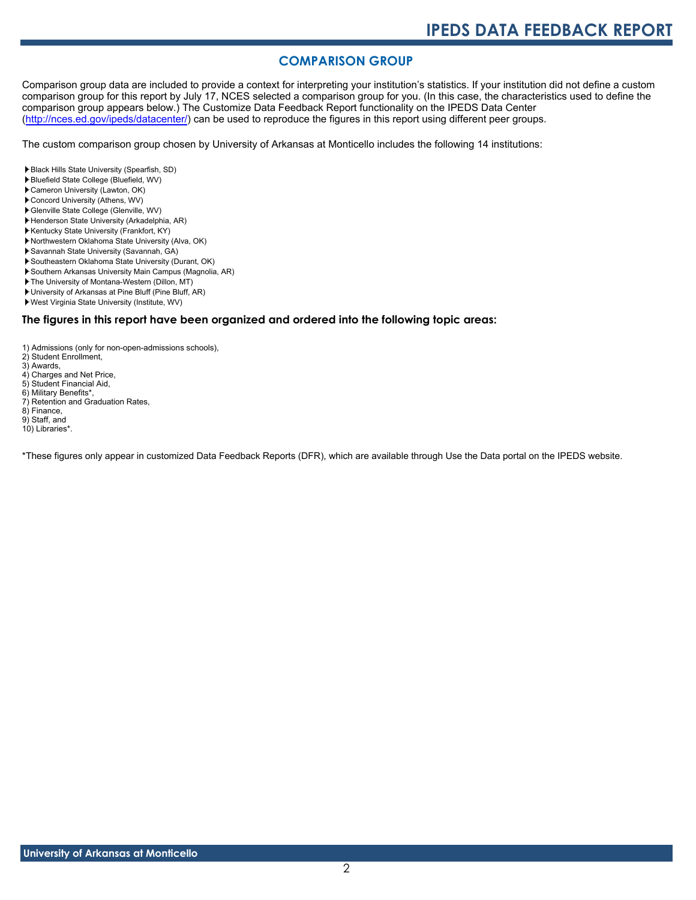## COMPARISON GROUP

Comparison group data are included to provide a context for interpreting your institution's statistics. If your institution did not define a custom comparison group for this report by July 17, NCES selected a comparison group for you. (In this case, the characteristics used to define the comparison group appears below.) The Customize Data Feedback Report functionality on the IPEDS Data Center (http://nces.ed.gov/ipeds/datacenter/) can be used to reproduce the figures in this report using different peer groups.

The custom comparison group chosen by University of Arkansas at Monticello includes the following 14 institutions:

- Black Hills State University (Spearfish, SD)
- Bluefield State College (Bluefield, WV)
- Cameron University (Lawton, OK)
- Concord University (Athens, WV)
- Glenville State College (Glenville, WV)
- Henderson State University (Arkadelphia, AR)
- Kentucky State University (Frankfort, KY)
- Northwestern Oklahoma State University (Alva, OK)
- Savannah State University (Savannah, GA)
- Southeastern Oklahoma State University (Durant, OK)
- Southern Arkansas University Main Campus (Magnolia, AR)
- The University of Montana-Western (Dillon, MT)
- University of Arkansas at Pine Bluff (Pine Bluff, AR)
- West Virginia State University (Institute, WV)

### The figures in this report have been organized and ordered into the following topic areas:

1) Admissions (only for non-open-admissions schools),
2) Student Enrollment,
3) Awards,
4) Charges and Net Price,
5) Student Financial Aid,
6) Military Benefits*,
7) Retention and Graduation Rates,
8) Finance,
9) Staff, and
10) Libraries*.

*These figures only appear in customized Data Feedback Reports (DFR), which are available through Use the Data portal on the IPEDS website.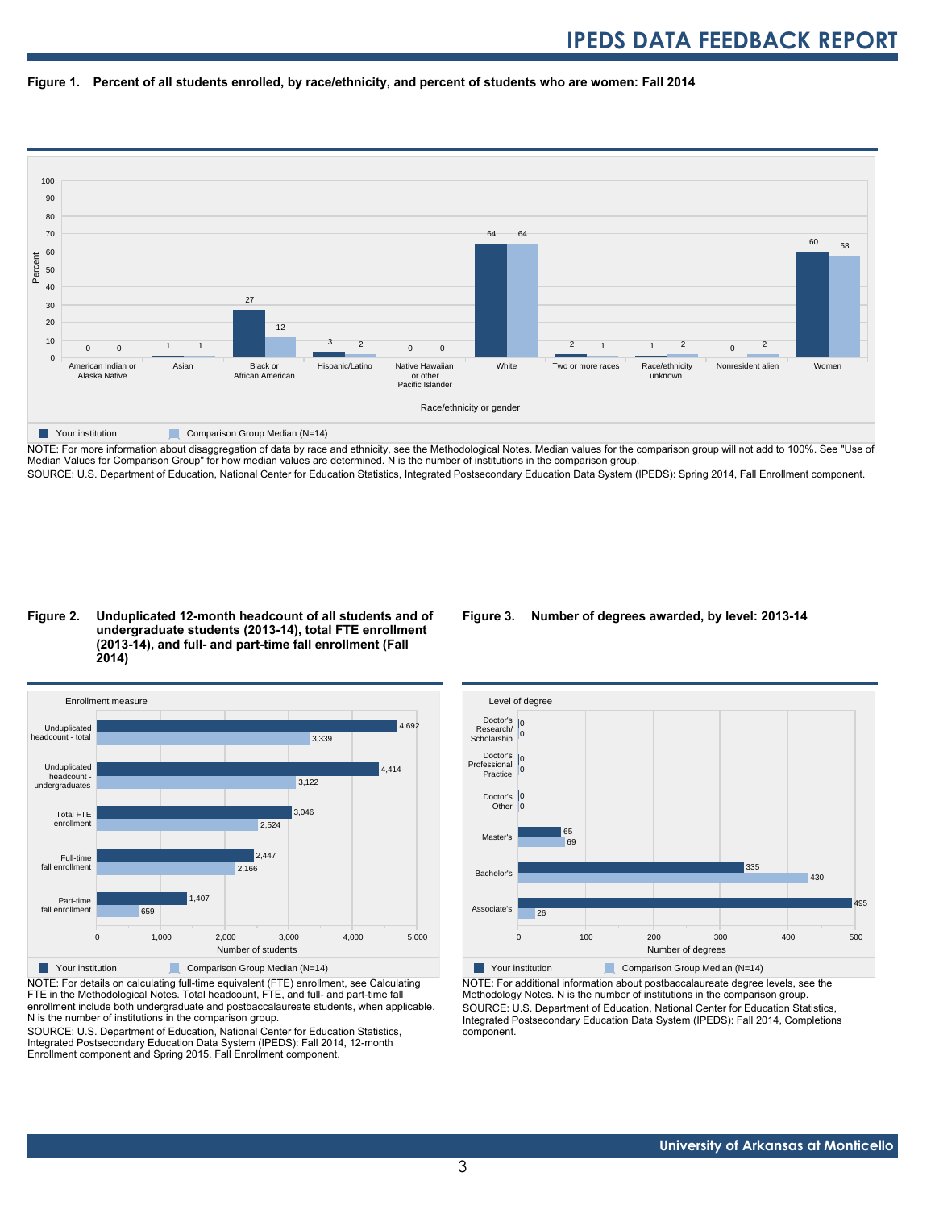**Figure 1. Percent of all students enrolled, by race/ethnicity, and percent of students who are women: Fall 2014**

| Race/ethnicity or gender | Your institution | Comparison Group Median (N=14) |
|---|---|---|
| American Indian or Alaska Native | 0 | 0 |
| Asian | 1 | 1 |
| Black or African American | 27 | 12 |
| Hispanic/Latino | 3 | 2 |
| Native Hawaiian or other Pacific Islander | 0 | 0 |
| White | 64 | 64 |
| Two or more races | 2 | 1 |
| Race/ethnicity unknown | 1 | 2 |
| Nonresident alien | 0 | 2 |
| Women | 60 | 58 |

NOTE: For more information about disaggregation of data by race and ethnicity, see the Methodological Notes. Median values for the comparison group will not add to 100%. See "Use of Median Values for Comparison Group" for how median values are determined. N is the number of institutions in the comparison group.

SOURCE: U.S. Department of Education, National Center for Education Statistics, Integrated Postsecondary Education Data System (IPEDS): Spring 2014, Fall Enrollment component.

**Figure 2. Unduplicated 12-month headcount of all students and of undergraduate students (2013-14), total FTE enrollment (2013-14), and full- and part-time fall enrollment (Fall 2014)**

| Enrollment measure | Your institution | Comparison Group Median (N=14) |
|---|---|---|
| Unduplicated headcount - total | 4,692 | 3,339 |
| Unduplicated headcount - undergraduates | 4,414 | 3,122 |
| Total FTE enrollment | 3,046 | 2,524 |
| Full-time fall enrollment | 2,447 | 2,166 |
| Part-time fall enrollment | 1,407 | 659 |

NOTE: For details on calculating full-time equivalent (FTE) enrollment, see Calculating FTE in the Methodological Notes. Total headcount, FTE, and full- and part-time fall enrollment include both undergraduate and postbaccalaureate students, when applicable. N is the number of institutions in the comparison group.

SOURCE: U.S. Department of Education, National Center for Education Statistics, Integrated Postsecondary Education Data System (IPEDS): Fall 2014, 12-month Enrollment component and Spring 2015, Fall Enrollment component.

**Figure 3. Number of degrees awarded, by level: 2013-14**

| Level of degree | Your institution | Comparison Group Median (N=14) |
|---|---|---|
| Doctor's Research/ Scholarship | 0 | 0 |
| Doctor's Professional Practice | 0 | 0 |
| Doctor's Other | 0 | 0 |
| Master's | 65 | 69 |
| Bachelor's | 335 | 430 |
| Associate's | 495 | 26 |

NOTE: For additional information about postbaccalaureate degree levels, see the Methodology Notes. N is the number of institutions in the comparison group.

SOURCE: U.S. Department of Education, National Center for Education Statistics, Integrated Postsecondary Education Data System (IPEDS): Fall 2014, Completions component.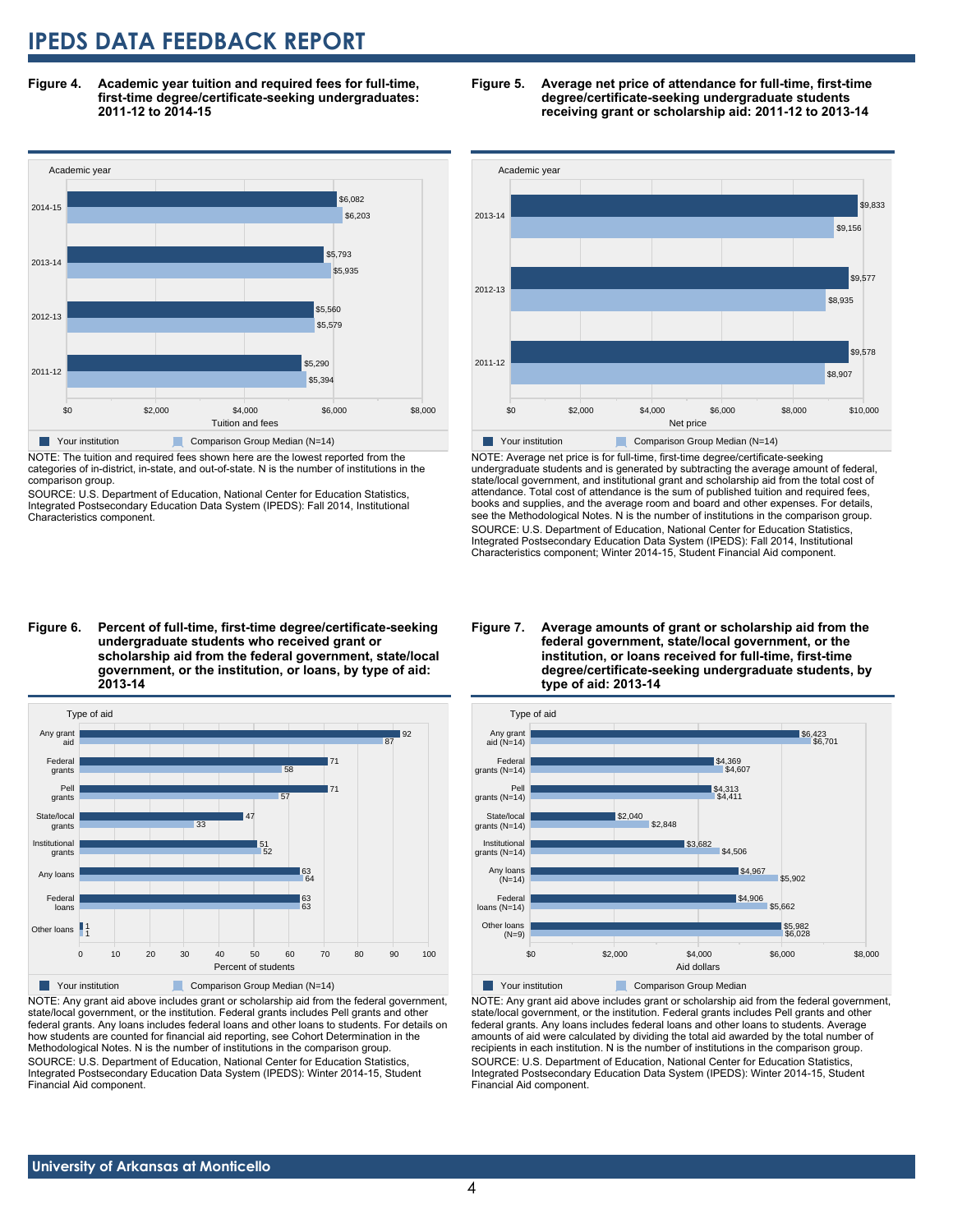## Figure 4. Academic year tuition and required fees for full-time, first-time degree/certificate-seeking undergraduates: 2011-12 to 2014-15

| Academic year | Your institution | Comparison Group Median (N=14) |
|---|---|---|
| 2014-15 | $6,082 | $6,203 |
| 2013-14 | $5,793 | $5,935 |
| 2012-13 | $5,560 | $5,579 |
| 2011-12 | $5,290 | $5,394 |

NOTE: The tuition and required fees shown here are the lowest reported from the categories of in-district, in-state, and out-of-state. N is the number of institutions in the comparison group.

SOURCE: U.S. Department of Education, National Center for Education Statistics, Integrated Postsecondary Education Data System (IPEDS): Fall 2014, Institutional Characteristics component.

## Figure 5. Average net price of attendance for full-time, first-time degree/certificate-seeking undergraduate students receiving grant or scholarship aid: 2011-12 to 2013-14

| Academic year | Your institution | Comparison Group Median (N=14) |
|---|---|---|
| 2013-14 | $9,833 | $9,156 |
| 2012-13 | $9,577 | $8,935 |
| 2011-12 | $9,578 | $8,907 |

NOTE: Average net price is for full-time, first-time degree/certificate-seeking undergraduate students and is generated by subtracting the average amount of federal, state/local government, and institutional grant and scholarship aid from the total cost of attendance. Total cost of attendance is the sum of published tuition and required fees, books and supplies, and the average room and board and other expenses. For details, see the Methodological Notes. N is the number of institutions in the comparison group.

SOURCE: U.S. Department of Education, National Center for Education Statistics, Integrated Postsecondary Education Data System (IPEDS): Fall 2014, Institutional Characteristics component; Winter 2014-15, Student Financial Aid component.

## Figure 6. Percent of full-time, first-time degree/certificate-seeking undergraduate students who received grant or scholarship aid from the federal government, state/local government, or the institution, or loans, by type of aid: 2013-14

| Type of aid | Your institution | Comparison Group Median (N=14) |
|---|---|---|
| Any grant aid | 92 | 87 |
| Federal grants | 71 | 58 |
| Pell grants | 71 | 57 |
| State/local grants | 47 | 33 |
| Institutional grants | 51 | 52 |
| Any loans | 63 | 64 |
| Federal loans | 63 | 63 |
| Other loans | 1 | 1 |

NOTE: Any grant aid above includes grant or scholarship aid from the federal government, state/local government, or the institution. Federal grants includes Pell grants and other federal grants. Any loans includes federal loans and other loans to students. For details on how students are counted for financial aid reporting, see Cohort Determination in the Methodological Notes. N is the number of institutions in the comparison group.

SOURCE: U.S. Department of Education, National Center for Education Statistics, Integrated Postsecondary Education Data System (IPEDS): Winter 2014-15, Student Financial Aid component.

## Figure 7. Average amounts of grant or scholarship aid from the federal government, state/local government, or the institution, or loans received for full-time, first-time degree/certificate-seeking undergraduate students, by type of aid: 2013-14

| Type of aid | Your institution | Comparison Group Median |
|---|---|---|
| Any grant aid (N=14) | $6,423 | $6,701 |
| Federal grants (N=14) | $4,369 | $4,607 |
| Pell grants (N=14) | $4,313 | $4,411 |
| State/local grants (N=14) | $2,040 | $2,848 |
| Institutional grants (N=14) | $3,682 | $4,506 |
| Any loans (N=14) | $4,967 | $5,902 |
| Federal loans (N=14) | $4,906 | $5,662 |
| Other loans (N=9) | $5,982 | $6,028 |

NOTE: Any grant aid above includes grant or scholarship aid from the federal government, state/local government, or the institution. Federal grants includes Pell grants and other federal grants. Any loans includes federal loans and other loans to students. Average amounts of aid were calculated by dividing the total aid awarded by the total number of recipients in each institution. N is the number of institutions in the comparison group.

SOURCE: U.S. Department of Education, National Center for Education Statistics, Integrated Postsecondary Education Data System (IPEDS): Winter 2014-15, Student Financial Aid component.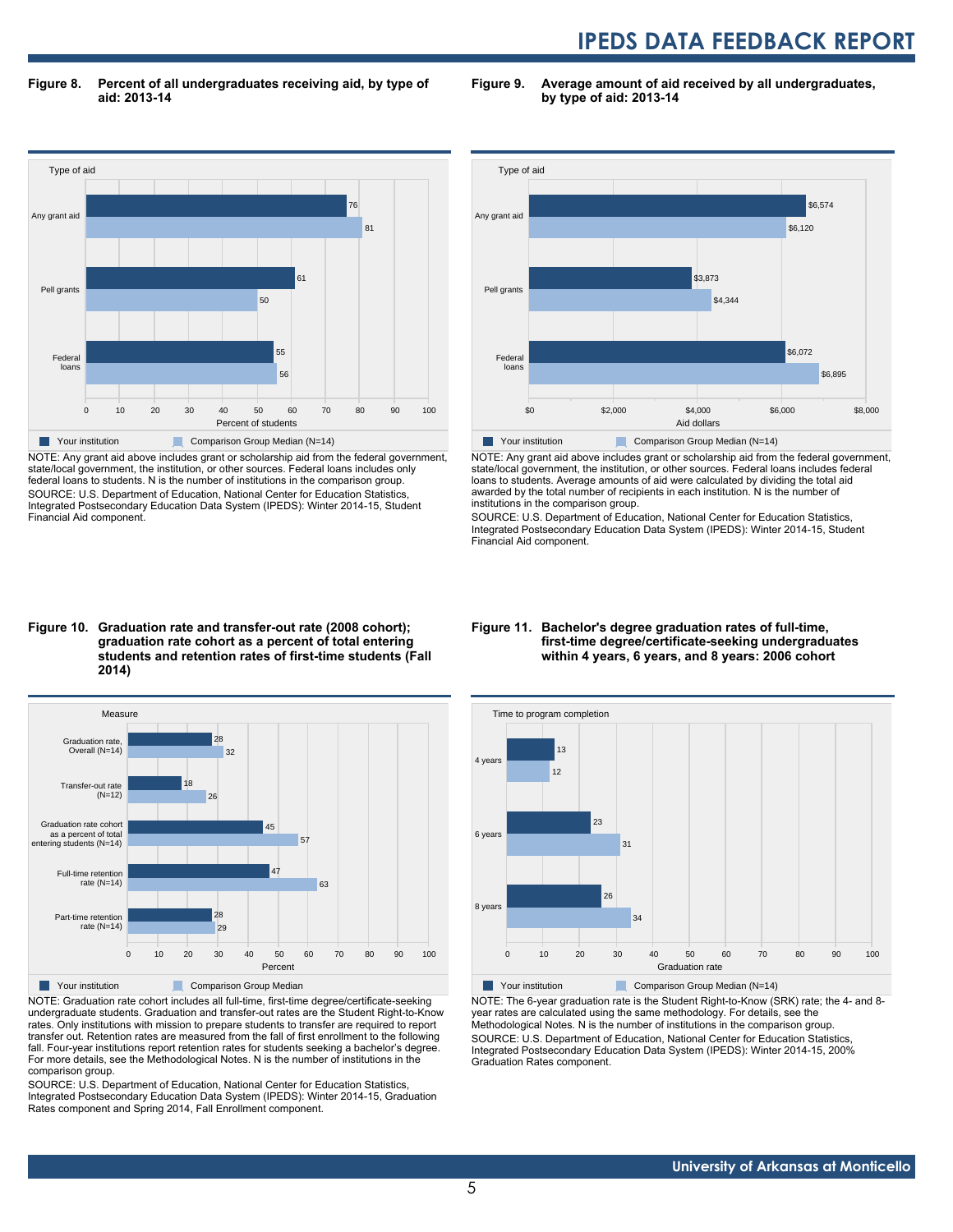# IPEDS DATA FEEDBACK REPORT

**Figure 8. Percent of all undergraduates receiving aid, by type of aid: 2013-14**

| Type of aid | Your institution | Comparison Group Median (N=14) |
|---|---|---|
| Any grant aid | 76 | 81 |
| Pell grants | 61 | 50 |
| Federal loans | 55 | 56 |

Percent of students

NOTE: Any grant aid above includes grant or scholarship aid from the federal government, state/local government, the institution, or other sources. Federal loans includes only federal loans to students. N is the number of institutions in the comparison group.
SOURCE: U.S. Department of Education, National Center for Education Statistics, Integrated Postsecondary Education Data System (IPEDS): Winter 2014-15, Student Financial Aid component.

**Figure 9. Average amount of aid received by all undergraduates, by type of aid: 2013-14**

| Type of aid | Your institution | Comparison Group Median (N=14) |
|---|---|---|
| Any grant aid | $6,574 | $6,120 |
| Pell grants | $3,873 | $4,344 |
| Federal loans | $6,072 | $6,895 |

Aid dollars

NOTE: Any grant aid above includes grant or scholarship aid from the federal government, state/local government, the institution, or other sources. Federal loans includes federal loans to students. Average amounts of aid were calculated by dividing the total aid awarded by the total number of recipients in each institution. N is the number of institutions in the comparison group.
SOURCE: U.S. Department of Education, National Center for Education Statistics, Integrated Postsecondary Education Data System (IPEDS): Winter 2014-15, Student Financial Aid component.

**Figure 10. Graduation rate and transfer-out rate (2008 cohort); graduation rate cohort as a percent of total entering students and retention rates of first-time students (Fall 2014)**

| Measure | Your institution | Comparison Group Median |
|---|---|---|
| Graduation rate, Overall (N=14) | 28 | 32 |
| Transfer-out rate (N=12) | 18 | 26 |
| Graduation rate cohort as a percent of total entering students (N=14) | 45 | 57 |
| Full-time retention rate (N=14) | 47 | 63 |
| Part-time retention rate (N=14) | 28 | 29 |

Percent

NOTE: Graduation rate cohort includes all full-time, first-time degree/certificate-seeking undergraduate students. Graduation and transfer-out rates are the Student Right-to-Know rates. Only institutions with mission to prepare students to transfer are required to report transfer out. Retention rates are measured from the fall of first enrollment to the following fall. Four-year institutions report retention rates for students seeking a bachelor's degree. For more details, see the Methodological Notes. N is the number of institutions in the comparison group.
SOURCE: U.S. Department of Education, National Center for Education Statistics, Integrated Postsecondary Education Data System (IPEDS): Winter 2014-15, Graduation Rates component and Spring 2014, Fall Enrollment component.

**Figure 11. Bachelor's degree graduation rates of full-time, first-time degree/certificate-seeking undergraduates within 4 years, 6 years, and 8 years: 2006 cohort**

| Time to program completion | Your institution | Comparison Group Median (N=14) |
|---|---|---|
| 4 years | 13 | 12 |
| 6 years | 23 | 31 |
| 8 years | 26 | 34 |

Graduation rate

NOTE: The 6-year graduation rate is the Student Right-to-Know (SRK) rate; the 4- and 8-year rates are calculated using the same methodology. For details, see the Methodological Notes. N is the number of institutions in the comparison group.
SOURCE: U.S. Department of Education, National Center for Education Statistics, Integrated Postsecondary Education Data System (IPEDS): Winter 2014-15, 200% Graduation Rates component.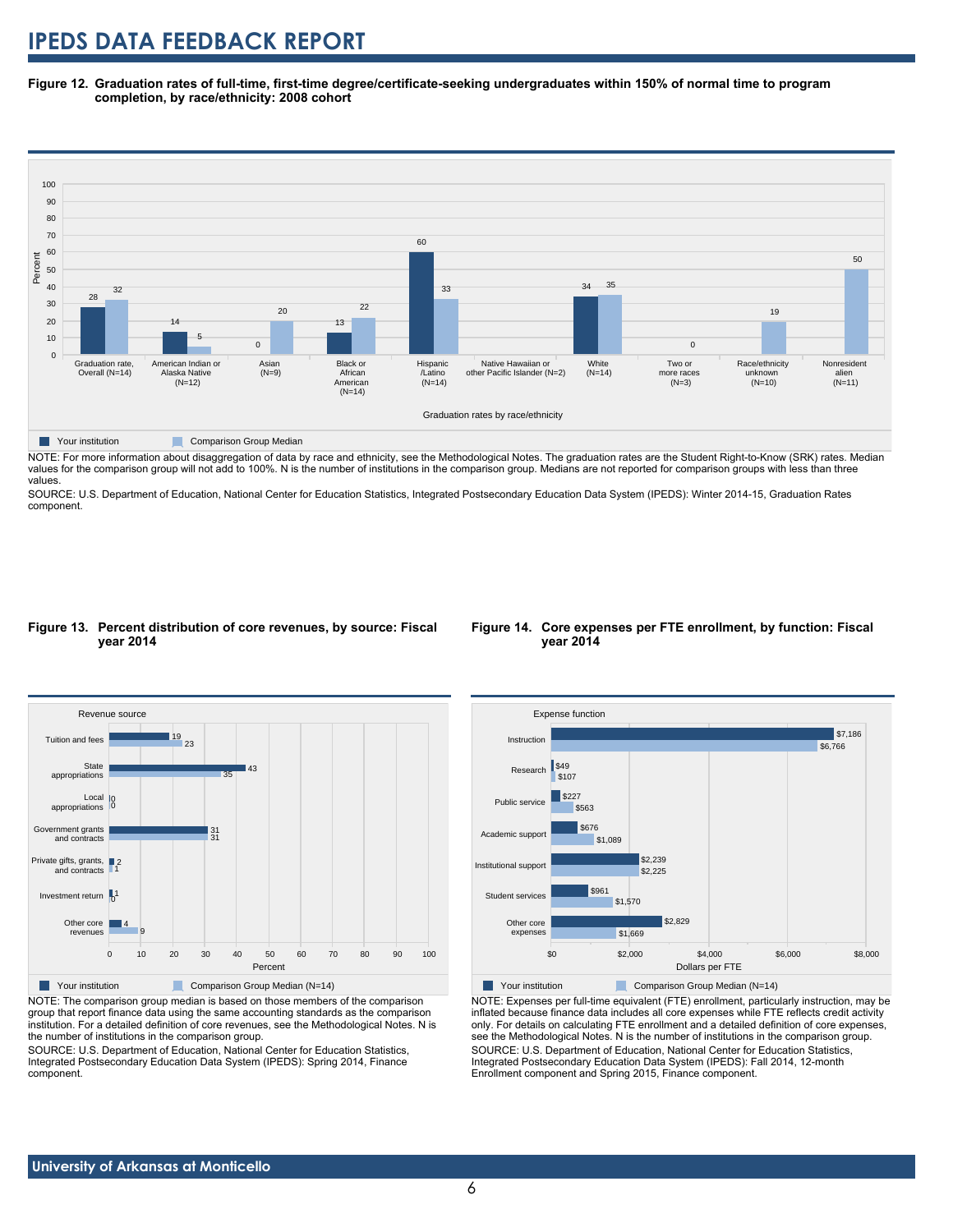**Figure 12. Graduation rates of full-time, first-time degree/certificate-seeking undergraduates within 150% of normal time to program completion, by race/ethnicity: 2008 cohort**

| Graduation rates by race/ethnicity | Your institution | Comparison Group Median |
|---|---|---|
| Graduation rate, Overall (N=14) | 28 | 32 |
| American Indian or Alaska Native (N=12) | 14 | 5 |
| Asian (N=9) | 0 | 20 |
| Black or African American (N=14) | 13 | 22 |
| Hispanic /Latino (N=14) | 60 | 33 |
| Native Hawaiian or other Pacific Islander (N=2) | | |
| White (N=14) | 34 | 35 |
| Two or more races (N=3) | | 0 |
| Race/ethnicity unknown (N=10) | | 19 |
| Nonresident alien (N=11) | | 50 |

NOTE: For more information about disaggregation of data by race and ethnicity, see the Methodological Notes. The graduation rates are the Student Right-to-Know (SRK) rates. Median values for the comparison group will not add to 100%. N is the number of institutions in the comparison group. Medians are not reported for comparison groups with less than three values.

SOURCE: U.S. Department of Education, National Center for Education Statistics, Integrated Postsecondary Education Data System (IPEDS): Winter 2014-15, Graduation Rates component.

**Figure 13. Percent distribution of core revenues, by source: Fiscal year 2014**

| Revenue source | Your institution (Percent) | Comparison Group Median (N=14) (Percent) |
|---|---|---|
| Tuition and fees | 19 | 23 |
| State appropriations | 43 | 35 |
| Local appropriations | 0 | 0 |
| Government grants and contracts | 31 | 31 |
| Private gifts, grants, and contracts | 2 | 1 |
| Investment return | 1 | 0 |
| Other core revenues | 4 | 9 |

NOTE: The comparison group median is based on those members of the comparison group that report finance data using the same accounting standards as the comparison institution. For a detailed definition of core revenues, see the Methodological Notes. N is the number of institutions in the comparison group.

SOURCE: U.S. Department of Education, National Center for Education Statistics, Integrated Postsecondary Education Data System (IPEDS): Spring 2014, Finance component.

**Figure 14. Core expenses per FTE enrollment, by function: Fiscal year 2014**

| Expense function | Your institution (Dollars per FTE) | Comparison Group Median (N=14) (Dollars per FTE) |
|---|---|---|
| Instruction | $7,186 | $6,766 |
| Research | $49 | $107 |
| Public service | $227 | $563 |
| Academic support | $676 | $1,089 |
| Institutional support | $2,239 | $2,225 |
| Student services | $961 | $1,570 |
| Other core expenses | $2,829 | $1,669 |

NOTE: Expenses per full-time equivalent (FTE) enrollment, particularly instruction, may be inflated because finance data includes all core expenses while FTE reflects credit activity only. For details on calculating FTE enrollment and a detailed definition of core expenses, see the Methodological Notes. N is the number of institutions in the comparison group.

SOURCE: U.S. Department of Education, National Center for Education Statistics, Integrated Postsecondary Education Data System (IPEDS): Fall 2014, 12-month Enrollment component and Spring 2015, Finance component.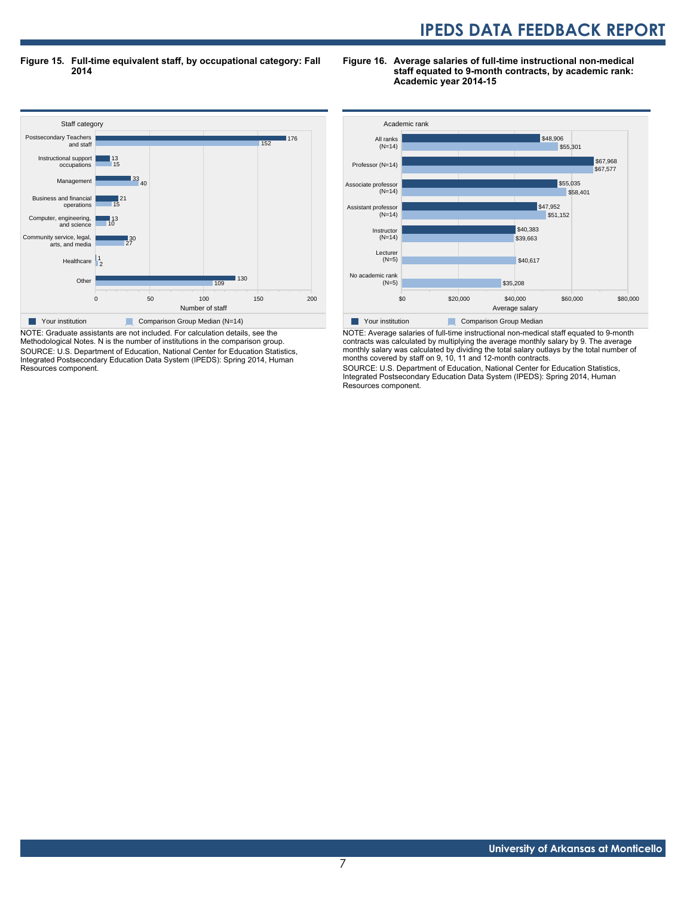**Figure 15. Full-time equivalent staff, by occupational category: Fall 2014**

| Staff category | Your institution | Comparison Group Median (N=14) |
|---|---|---|
| Postsecondary Teachers and staff | 176 | 152 |
| Instructional support occupations | 13 | 15 |
| Management | 33 | 40 |
| Business and financial operations | 21 | 15 |
| Computer, engineering, and science | 13 | 10 |
| Community service, legal, arts, and media | 30 | 27 |
| Healthcare | 1 | 2 |
| Other | 130 | 109 |

NOTE: Graduate assistants are not included. For calculation details, see the Methodological Notes. N is the number of institutions in the comparison group.
SOURCE: U.S. Department of Education, National Center for Education Statistics, Integrated Postsecondary Education Data System (IPEDS): Spring 2014, Human Resources component.

**Figure 16. Average salaries of full-time instructional non-medical staff equated to 9-month contracts, by academic rank: Academic year 2014-15**

| Academic rank | Your institution | Comparison Group Median |
|---|---|---|
| All ranks (N=14) | $48,906 | $55,301 |
| Professor (N=14) | $67,968 | $67,577 |
| Associate professor (N=14) | $55,035 | $58,401 |
| Assistant professor (N=14) | $47,952 | $51,152 |
| Instructor (N=14) | $40,383 | $39,663 |
| Lecturer (N=5) | | $40,617 |
| No academic rank (N=5) | | $35,208 |

NOTE: Average salaries of full-time instructional non-medical staff equated to 9-month contracts was calculated by multiplying the average monthly salary by 9. The average monthly salary was calculated by dividing the total salary outlays by the total number of months covered by staff on 9, 10, 11 and 12-month contracts.
SOURCE: U.S. Department of Education, National Center for Education Statistics, Integrated Postsecondary Education Data System (IPEDS): Spring 2014, Human Resources component.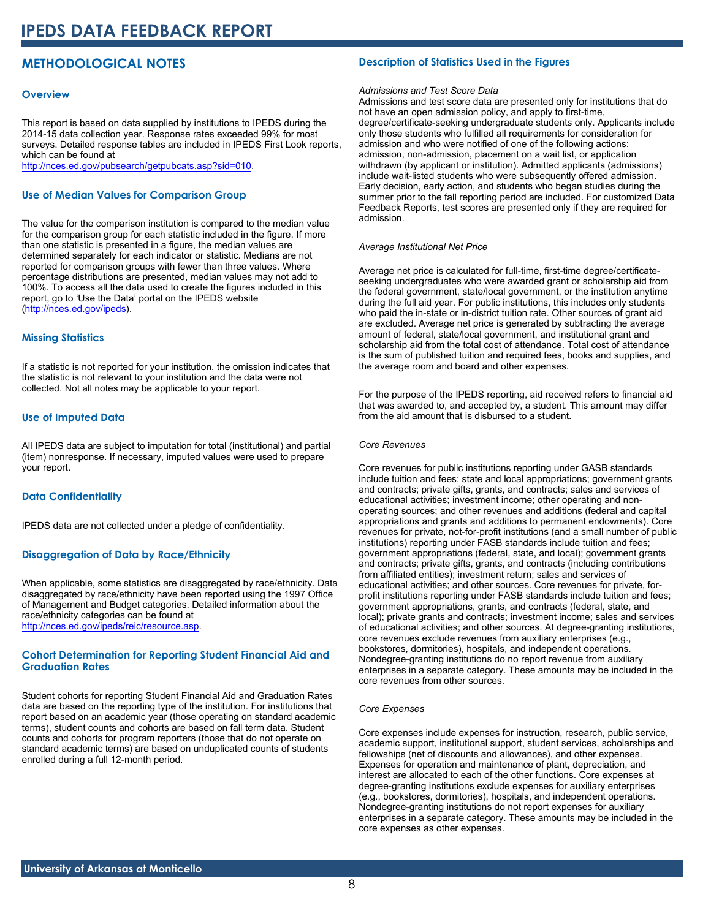# IPEDS DATA FEEDBACK REPORT

## METHODOLOGICAL NOTES

### Overview

This report is based on data supplied by institutions to IPEDS during the 2014-15 data collection year. Response rates exceeded 99% for most surveys. Detailed response tables are included in IPEDS First Look reports, which can be found at http://nces.ed.gov/pubsearch/getpubcats.asp?sid=010.

### Use of Median Values for Comparison Group

The value for the comparison institution is compared to the median value for the comparison group for each statistic included in the figure. If more than one statistic is presented in a figure, the median values are determined separately for each indicator or statistic. Medians are not reported for comparison groups with fewer than three values. Where percentage distributions are presented, median values may not add to 100%. To access all the data used to create the figures included in this report, go to 'Use the Data' portal on the IPEDS website (http://nces.ed.gov/ipeds).

### Missing Statistics

If a statistic is not reported for your institution, the omission indicates that the statistic is not relevant to your institution and the data were not collected. Not all notes may be applicable to your report.

### Use of Imputed Data

All IPEDS data are subject to imputation for total (institutional) and partial (item) nonresponse. If necessary, imputed values were used to prepare your report.

### Data Confidentiality

IPEDS data are not collected under a pledge of confidentiality.

### Disaggregation of Data by Race/Ethnicity

When applicable, some statistics are disaggregated by race/ethnicity. Data disaggregated by race/ethnicity have been reported using the 1997 Office of Management and Budget categories. Detailed information about the race/ethnicity categories can be found at http://nces.ed.gov/ipeds/reic/resource.asp.

### Cohort Determination for Reporting Student Financial Aid and Graduation Rates

Student cohorts for reporting Student Financial Aid and Graduation Rates data are based on the reporting type of the institution. For institutions that report based on an academic year (those operating on standard academic terms), student counts and cohorts are based on fall term data. Student counts and cohorts for program reporters (those that do not operate on standard academic terms) are based on unduplicated counts of students enrolled during a full 12-month period.

### Description of Statistics Used in the Figures

*Admissions and Test Score Data*

Admissions and test score data are presented only for institutions that do not have an open admission policy, and apply to first-time, degree/certificate-seeking undergraduate students only. Applicants include only those students who fulfilled all requirements for consideration for admission and who were notified of one of the following actions: admission, non-admission, placement on a wait list, or application withdrawn (by applicant or institution). Admitted applicants (admissions) include wait-listed students who were subsequently offered admission. Early decision, early action, and students who began studies during the summer prior to the fall reporting period are included. For customized Data Feedback Reports, test scores are presented only if they are required for admission.

*Average Institutional Net Price*

Average net price is calculated for full-time, first-time degree/certificate-seeking undergraduates who were awarded grant or scholarship aid from the federal government, state/local government, or the institution anytime during the full aid year. For public institutions, this includes only students who paid the in-state or in-district tuition rate. Other sources of grant aid are excluded. Average net price is generated by subtracting the average amount of federal, state/local government, and institutional grant and scholarship aid from the total cost of attendance. Total cost of attendance is the sum of published tuition and required fees, books and supplies, and the average room and board and other expenses.

For the purpose of the IPEDS reporting, aid received refers to financial aid that was awarded to, and accepted by, a student. This amount may differ from the aid amount that is disbursed to a student.

*Core Revenues*

Core revenues for public institutions reporting under GASB standards include tuition and fees; state and local appropriations; government grants and contracts; private gifts, grants, and contracts; sales and services of educational activities; investment income; other operating and non-operating sources; and other revenues and additions (federal and capital appropriations and grants and additions to permanent endowments). Core revenues for private, not-for-profit institutions (and a small number of public institutions) reporting under FASB standards include tuition and fees; government appropriations (federal, state, and local); government grants and contracts; private gifts, grants, and contracts (including contributions from affiliated entities); investment return; sales and services of educational activities; and other sources. Core revenues for private, for-profit institutions reporting under FASB standards include tuition and fees; government appropriations, grants, and contracts (federal, state, and local); private grants and contracts; investment income; sales and services of educational activities; and other sources. At degree-granting institutions, core revenues exclude revenues from auxiliary enterprises (e.g., bookstores, dormitories), hospitals, and independent operations. Nondegree-granting institutions do no report revenue from auxiliary enterprises in a separate category. These amounts may be included in the core revenues from other sources.

*Core Expenses*

Core expenses include expenses for instruction, research, public service, academic support, institutional support, student services, scholarships and fellowships (net of discounts and allowances), and other expenses. Expenses for operation and maintenance of plant, depreciation, and interest are allocated to each of the other functions. Core expenses at degree-granting institutions exclude expenses for auxiliary enterprises (e.g., bookstores, dormitories), hospitals, and independent operations. Nondegree-granting institutions do not report expenses for auxiliary enterprises in a separate category. These amounts may be included in the core expenses as other expenses.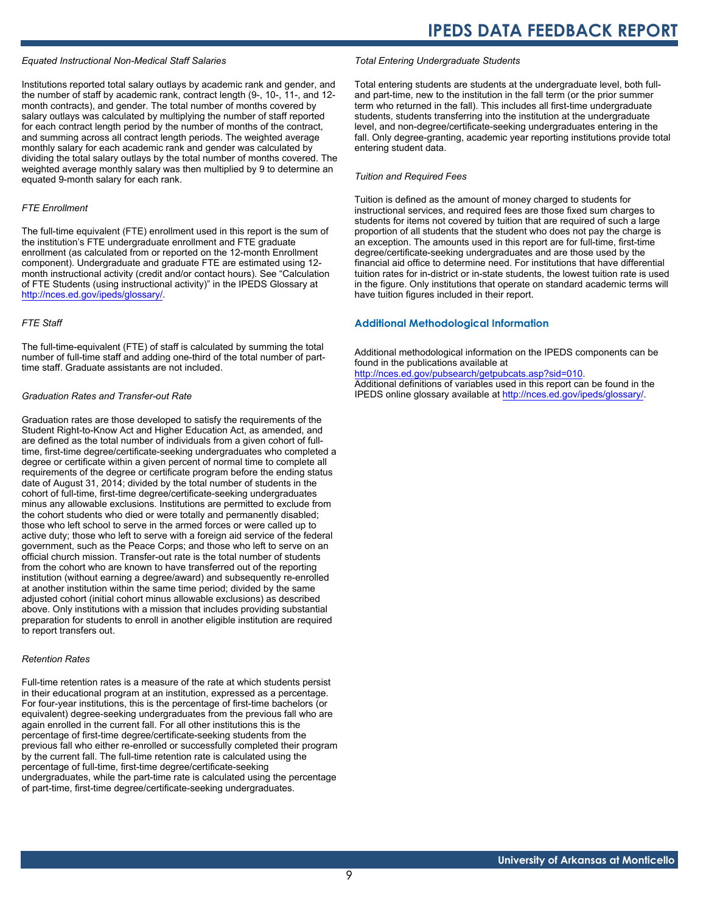*Equated Instructional Non-Medical Staff Salaries*

Institutions reported total salary outlays by academic rank and gender, and the number of staff by academic rank, contract length (9-, 10-, 11-, and 12-month contracts), and gender. The total number of months covered by salary outlays was calculated by multiplying the number of staff reported for each contract length period by the number of months of the contract, and summing across all contract length periods. The weighted average monthly salary for each academic rank and gender was calculated by dividing the total salary outlays by the total number of months covered. The weighted average monthly salary was then multiplied by 9 to determine an equated 9-month salary for each rank.

*FTE Enrollment*

The full-time equivalent (FTE) enrollment used in this report is the sum of the institution's FTE undergraduate enrollment and FTE graduate enrollment (as calculated from or reported on the 12-month Enrollment component). Undergraduate and graduate FTE are estimated using 12-month instructional activity (credit and/or contact hours). See "Calculation of FTE Students (using instructional activity)" in the IPEDS Glossary at http://nces.ed.gov/ipeds/glossary/.

*FTE Staff*

The full-time-equivalent (FTE) of staff is calculated by summing the total number of full-time staff and adding one-third of the total number of part-time staff. Graduate assistants are not included.

*Graduation Rates and Transfer-out Rate*

Graduation rates are those developed to satisfy the requirements of the Student Right-to-Know Act and Higher Education Act, as amended, and are defined as the total number of individuals from a given cohort of full-time, first-time degree/certificate-seeking undergraduates who completed a degree or certificate within a given percent of normal time to complete all requirements of the degree or certificate program before the ending status date of August 31, 2014; divided by the total number of students in the cohort of full-time, first-time degree/certificate-seeking undergraduates minus any allowable exclusions. Institutions are permitted to exclude from the cohort students who died or were totally and permanently disabled; those who left school to serve in the armed forces or were called up to active duty; those who left to serve with a foreign aid service of the federal government, such as the Peace Corps; and those who left to serve on an official church mission. Transfer-out rate is the total number of students from the cohort who are known to have transferred out of the reporting institution (without earning a degree/award) and subsequently re-enrolled at another institution within the same time period; divided by the same adjusted cohort (initial cohort minus allowable exclusions) as described above. Only institutions with a mission that includes providing substantial preparation for students to enroll in another eligible institution are required to report transfers out.

*Retention Rates*

Full-time retention rates is a measure of the rate at which students persist in their educational program at an institution, expressed as a percentage. For four-year institutions, this is the percentage of first-time bachelors (or equivalent) degree-seeking undergraduates from the previous fall who are again enrolled in the current fall. For all other institutions this is the percentage of first-time degree/certificate-seeking students from the previous fall who either re-enrolled or successfully completed their program by the current fall. The full-time retention rate is calculated using the percentage of full-time, first-time degree/certificate-seeking undergraduates, while the part-time rate is calculated using the percentage of part-time, first-time degree/certificate-seeking undergraduates.

*Total Entering Undergraduate Students*

Total entering students are students at the undergraduate level, both full- and part-time, new to the institution in the fall term (or the prior summer term who returned in the fall). This includes all first-time undergraduate students, students transferring into the institution at the undergraduate level, and non-degree/certificate-seeking undergraduates entering in the fall. Only degree-granting, academic year reporting institutions provide total entering student data.

*Tuition and Required Fees*

Tuition is defined as the amount of money charged to students for instructional services, and required fees are those fixed sum charges to students for items not covered by tuition that are required of such a large proportion of all students that the student who does not pay the charge is an exception. The amounts used in this report are for full-time, first-time degree/certificate-seeking undergraduates and are those used by the financial aid office to determine need. For institutions that have differential tuition rates for in-district or in-state students, the lowest tuition rate is used in the figure. Only institutions that operate on standard academic terms will have tuition figures included in their report.

## Additional Methodological Information

Additional methodological information on the IPEDS components can be found in the publications available at http://nces.ed.gov/pubsearch/getpubcats.asp?sid=010.
Additional definitions of variables used in this report can be found in the IPEDS online glossary available at http://nces.ed.gov/ipeds/glossary/.